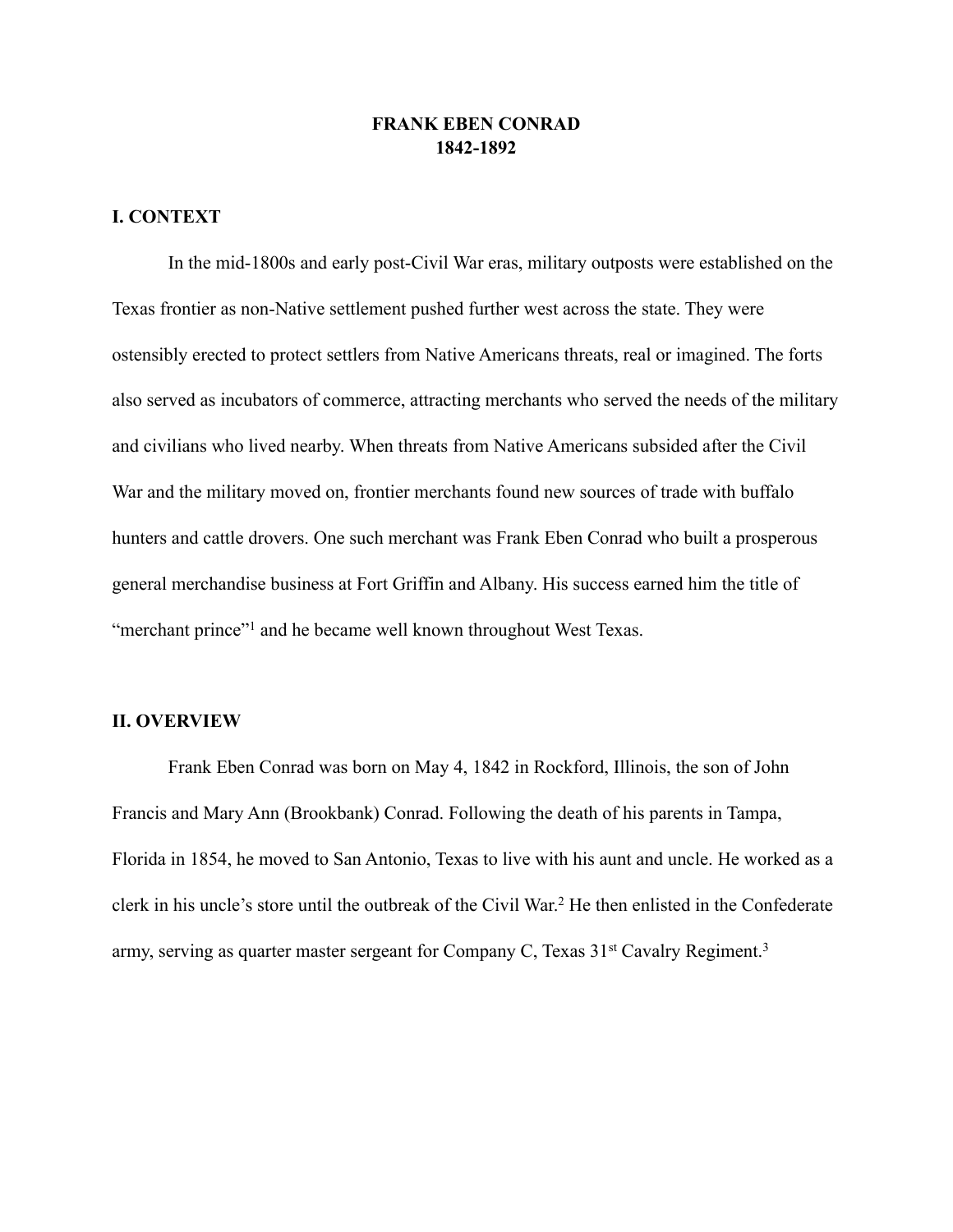# FRANK EBEN CONRAD
# 1842-1892

## I. CONTEXT

In the mid-1800s and early post-Civil War eras, military outposts were established on the Texas frontier as non-Native settlement pushed further west across the state. They were ostensibly erected to protect settlers from Native Americans threats, real or imagined. The forts also served as incubators of commerce, attracting merchants who served the needs of the military and civilians who lived nearby. When threats from Native Americans subsided after the Civil War and the military moved on, frontier merchants found new sources of trade with buffalo hunters and cattle drovers. One such merchant was Frank Eben Conrad who built a prosperous general merchandise business at Fort Griffin and Albany. His success earned him the title of "merchant prince"[1] and he became well known throughout West Texas.

## II. OVERVIEW

Frank Eben Conrad was born on May 4, 1842 in Rockford, Illinois, the son of John Francis and Mary Ann (Brookbank) Conrad. Following the death of his parents in Tampa, Florida in 1854, he moved to San Antonio, Texas to live with his aunt and uncle. He worked as a clerk in his uncle's store until the outbreak of the Civil War.[2] He then enlisted in the Confederate army, serving as quarter master sergeant for Company C, Texas 31st Cavalry Regiment.[3]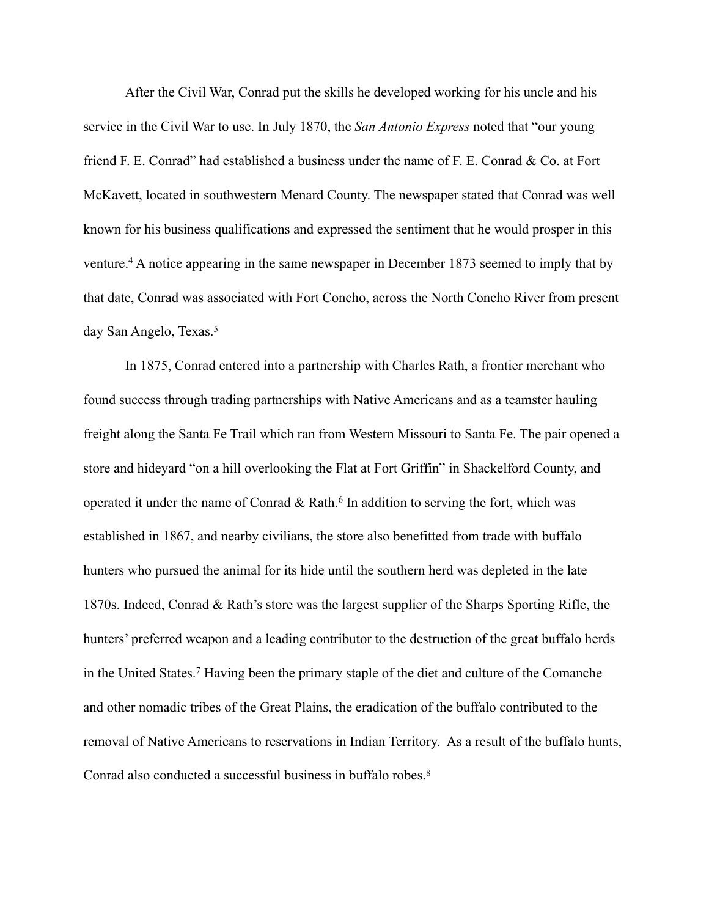After the Civil War, Conrad put the skills he developed working for his uncle and his service in the Civil War to use. In July 1870, the *San Antonio Express* noted that "our young friend F. E. Conrad" had established a business under the name of F. E. Conrad & Co. at Fort McKavett, located in southwestern Menard County. The newspaper stated that Conrad was well known for his business qualifications and expressed the sentiment that he would prosper in this venture.[4] A notice appearing in the same newspaper in December 1873 seemed to imply that by that date, Conrad was associated with Fort Concho, across the North Concho River from present day San Angelo, Texas.[5]

In 1875, Conrad entered into a partnership with Charles Rath, a frontier merchant who found success through trading partnerships with Native Americans and as a teamster hauling freight along the Santa Fe Trail which ran from Western Missouri to Santa Fe. The pair opened a store and hideyard "on a hill overlooking the Flat at Fort Griffin" in Shackelford County, and operated it under the name of Conrad & Rath.[6] In addition to serving the fort, which was established in 1867, and nearby civilians, the store also benefitted from trade with buffalo hunters who pursued the animal for its hide until the southern herd was depleted in the late 1870s. Indeed, Conrad & Rath's store was the largest supplier of the Sharps Sporting Rifle, the hunters' preferred weapon and a leading contributor to the destruction of the great buffalo herds in the United States.[7] Having been the primary staple of the diet and culture of the Comanche and other nomadic tribes of the Great Plains, the eradication of the buffalo contributed to the removal of Native Americans to reservations in Indian Territory. As a result of the buffalo hunts, Conrad also conducted a successful business in buffalo robes.[8]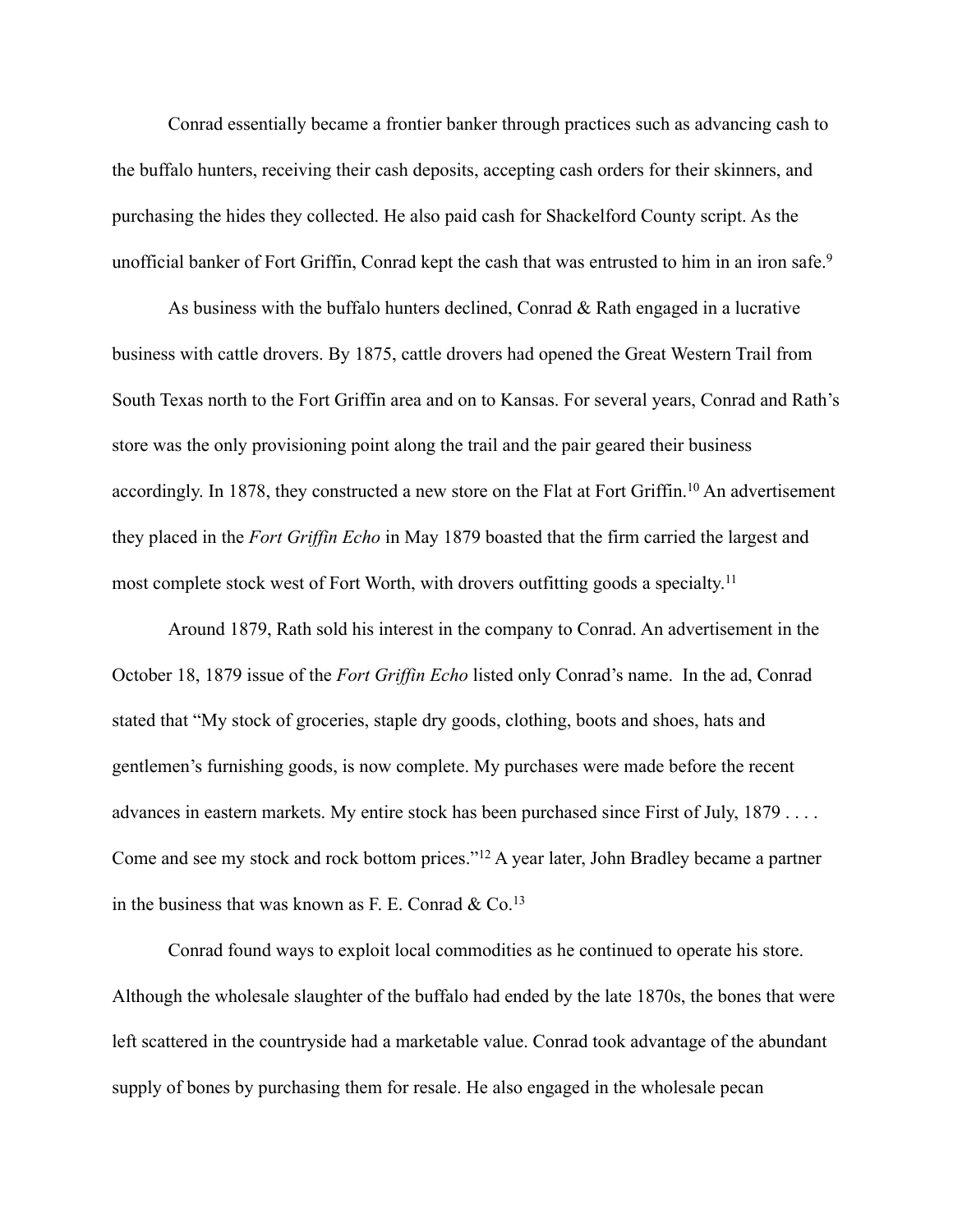Conrad essentially became a frontier banker through practices such as advancing cash to the buffalo hunters, receiving their cash deposits, accepting cash orders for their skinners, and purchasing the hides they collected. He also paid cash for Shackelford County script. As the unofficial banker of Fort Griffin, Conrad kept the cash that was entrusted to him in an iron safe.[9]

As business with the buffalo hunters declined, Conrad & Rath engaged in a lucrative business with cattle drovers. By 1875, cattle drovers had opened the Great Western Trail from South Texas north to the Fort Griffin area and on to Kansas. For several years, Conrad and Rath's store was the only provisioning point along the trail and the pair geared their business accordingly. In 1878, they constructed a new store on the Flat at Fort Griffin.[10] An advertisement they placed in the *Fort Griffin Echo* in May 1879 boasted that the firm carried the largest and most complete stock west of Fort Worth, with drovers outfitting goods a specialty.[11]

Around 1879, Rath sold his interest in the company to Conrad. An advertisement in the October 18, 1879 issue of the *Fort Griffin Echo* listed only Conrad's name. In the ad, Conrad stated that "My stock of groceries, staple dry goods, clothing, boots and shoes, hats and gentlemen's furnishing goods, is now complete. My purchases were made before the recent advances in eastern markets. My entire stock has been purchased since First of July, 1879 . . . . Come and see my stock and rock bottom prices."[12] A year later, John Bradley became a partner in the business that was known as F. E. Conrad & Co.[13]

Conrad found ways to exploit local commodities as he continued to operate his store. Although the wholesale slaughter of the buffalo had ended by the late 1870s, the bones that were left scattered in the countryside had a marketable value. Conrad took advantage of the abundant supply of bones by purchasing them for resale. He also engaged in the wholesale pecan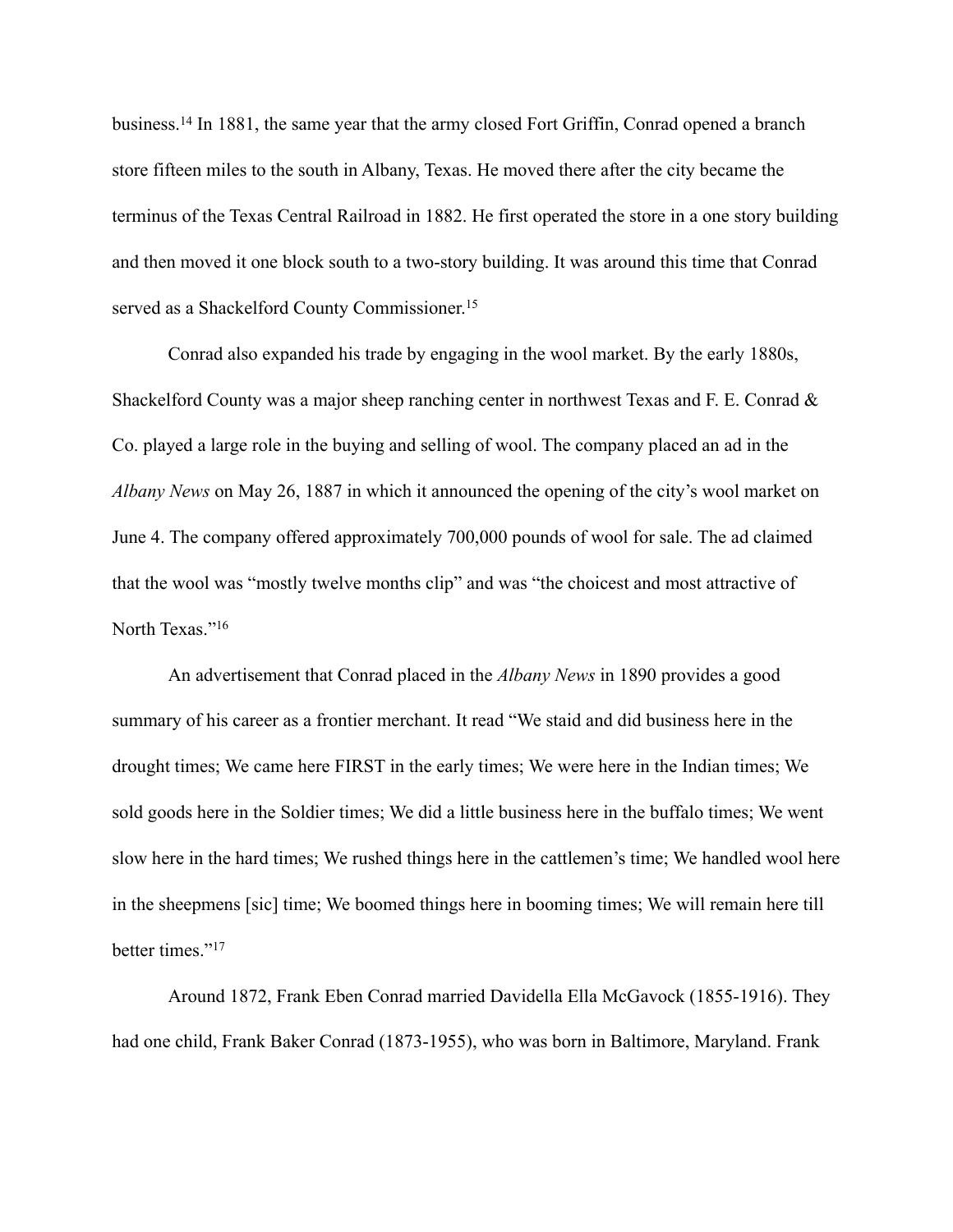business.[14] In 1881, the same year that the army closed Fort Griffin, Conrad opened a branch store fifteen miles to the south in Albany, Texas. He moved there after the city became the terminus of the Texas Central Railroad in 1882. He first operated the store in a one story building and then moved it one block south to a two-story building. It was around this time that Conrad served as a Shackelford County Commissioner.[15]

Conrad also expanded his trade by engaging in the wool market. By the early 1880s, Shackelford County was a major sheep ranching center in northwest Texas and F. E. Conrad & Co. played a large role in the buying and selling of wool. The company placed an ad in the *Albany News* on May 26, 1887 in which it announced the opening of the city's wool market on June 4. The company offered approximately 700,000 pounds of wool for sale. The ad claimed that the wool was "mostly twelve months clip" and was "the choicest and most attractive of North Texas."[16]

An advertisement that Conrad placed in the *Albany News* in 1890 provides a good summary of his career as a frontier merchant. It read "We staid and did business here in the drought times; We came here FIRST in the early times; We were here in the Indian times; We sold goods here in the Soldier times; We did a little business here in the buffalo times; We went slow here in the hard times; We rushed things here in the cattlemen's time; We handled wool here in the sheepmens [sic] time; We boomed things here in booming times; We will remain here till better times."[17]

Around 1872, Frank Eben Conrad married Davidella Ella McGavock (1855-1916). They had one child, Frank Baker Conrad (1873-1955), who was born in Baltimore, Maryland. Frank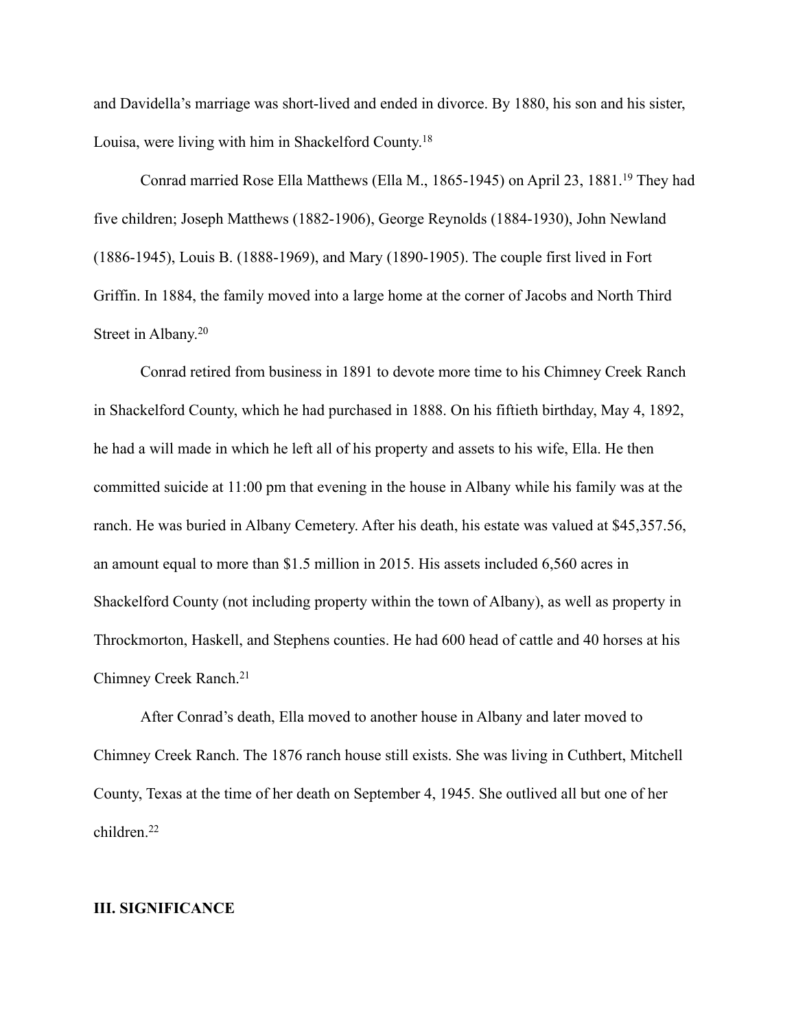and Davidella's marriage was short-lived and ended in divorce. By 1880, his son and his sister, Louisa, were living with him in Shackelford County.[18]

Conrad married Rose Ella Matthews (Ella M., 1865-1945) on April 23, 1881.[19] They had five children; Joseph Matthews (1882-1906), George Reynolds (1884-1930), John Newland (1886-1945), Louis B. (1888-1969), and Mary (1890-1905). The couple first lived in Fort Griffin. In 1884, the family moved into a large home at the corner of Jacobs and North Third Street in Albany.[20]

Conrad retired from business in 1891 to devote more time to his Chimney Creek Ranch in Shackelford County, which he had purchased in 1888. On his fiftieth birthday, May 4, 1892, he had a will made in which he left all of his property and assets to his wife, Ella. He then committed suicide at 11:00 pm that evening in the house in Albany while his family was at the ranch. He was buried in Albany Cemetery. After his death, his estate was valued at $45,357.56, an amount equal to more than $1.5 million in 2015. His assets included 6,560 acres in Shackelford County (not including property within the town of Albany), as well as property in Throckmorton, Haskell, and Stephens counties. He had 600 head of cattle and 40 horses at his Chimney Creek Ranch.[21]

After Conrad's death, Ella moved to another house in Albany and later moved to Chimney Creek Ranch. The 1876 ranch house still exists. She was living in Cuthbert, Mitchell County, Texas at the time of her death on September 4, 1945. She outlived all but one of her children.[22]

## III. SIGNIFICANCE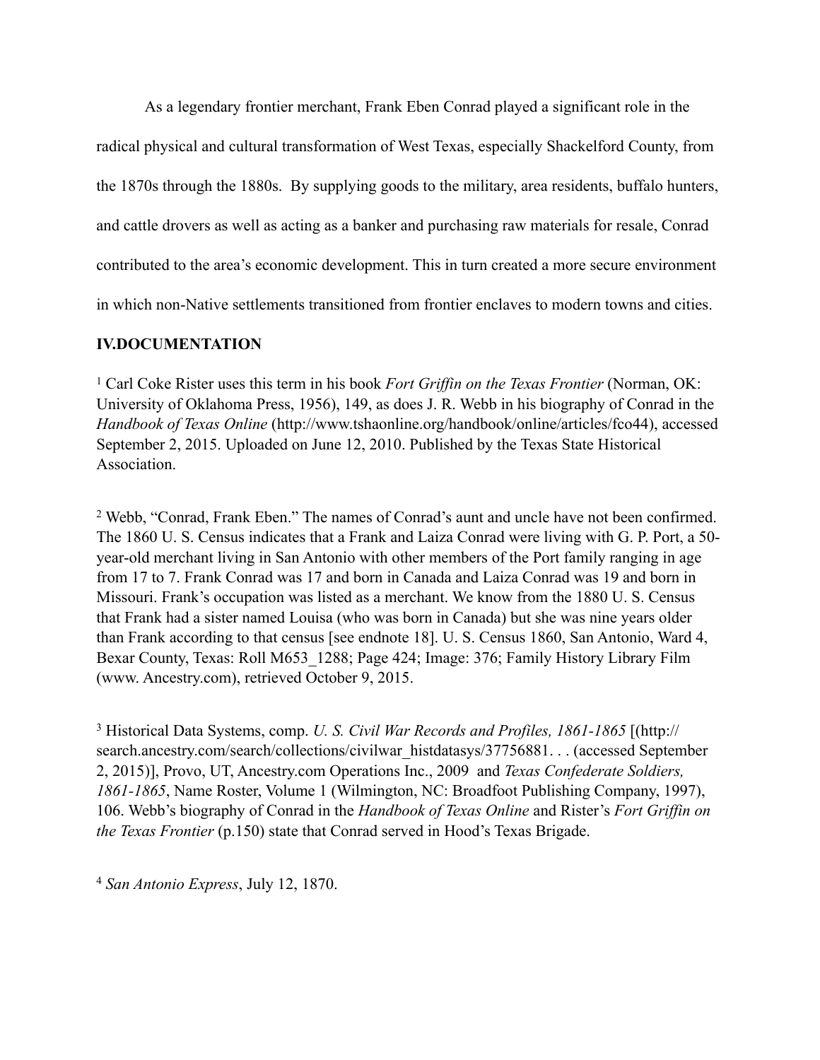As a legendary frontier merchant, Frank Eben Conrad played a significant role in the radical physical and cultural transformation of West Texas, especially Shackelford County, from the 1870s through the 1880s. By supplying goods to the military, area residents, buffalo hunters, and cattle drovers as well as acting as a banker and purchasing raw materials for resale, Conrad contributed to the area's economic development. This in turn created a more secure environment in which non-Native settlements transitioned from frontier enclaves to modern towns and cities.

## IV.DOCUMENTATION

[1] Carl Coke Rister uses this term in his book *Fort Griffin on the Texas Frontier* (Norman, OK: University of Oklahoma Press, 1956), 149, as does J. R. Webb in his biography of Conrad in the *Handbook of Texas Online* (http://www.tshaonline.org/handbook/online/articles/fco44), accessed September 2, 2015. Uploaded on June 12, 2010. Published by the Texas State Historical Association.

[2] Webb, "Conrad, Frank Eben." The names of Conrad's aunt and uncle have not been confirmed. The 1860 U. S. Census indicates that a Frank and Laiza Conrad were living with G. P. Port, a 50-year-old merchant living in San Antonio with other members of the Port family ranging in age from 17 to 7. Frank Conrad was 17 and born in Canada and Laiza Conrad was 19 and born in Missouri. Frank's occupation was listed as a merchant. We know from the 1880 U. S. Census that Frank had a sister named Louisa (who was born in Canada) but she was nine years older than Frank according to that census [see endnote 18]. U. S. Census 1860, San Antonio, Ward 4, Bexar County, Texas: Roll M653_1288; Page 424; Image: 376; Family History Library Film (www. Ancestry.com), retrieved October 9, 2015.

[3] Historical Data Systems, comp. *U. S. Civil War Records and Profiles, 1861-1865* [(http://search.ancestry.com/search/collections/civilwar_histdatasys/37756881. . . (accessed September 2, 2015)], Provo, UT, Ancestry.com Operations Inc., 2009 and *Texas Confederate Soldiers, 1861-1865*, Name Roster, Volume 1 (Wilmington, NC: Broadfoot Publishing Company, 1997), 106. Webb's biography of Conrad in the *Handbook of Texas Online* and Rister's *Fort Griffin on the Texas Frontier* (p.150) state that Conrad served in Hood's Texas Brigade.

[4] *San Antonio Express*, July 12, 1870.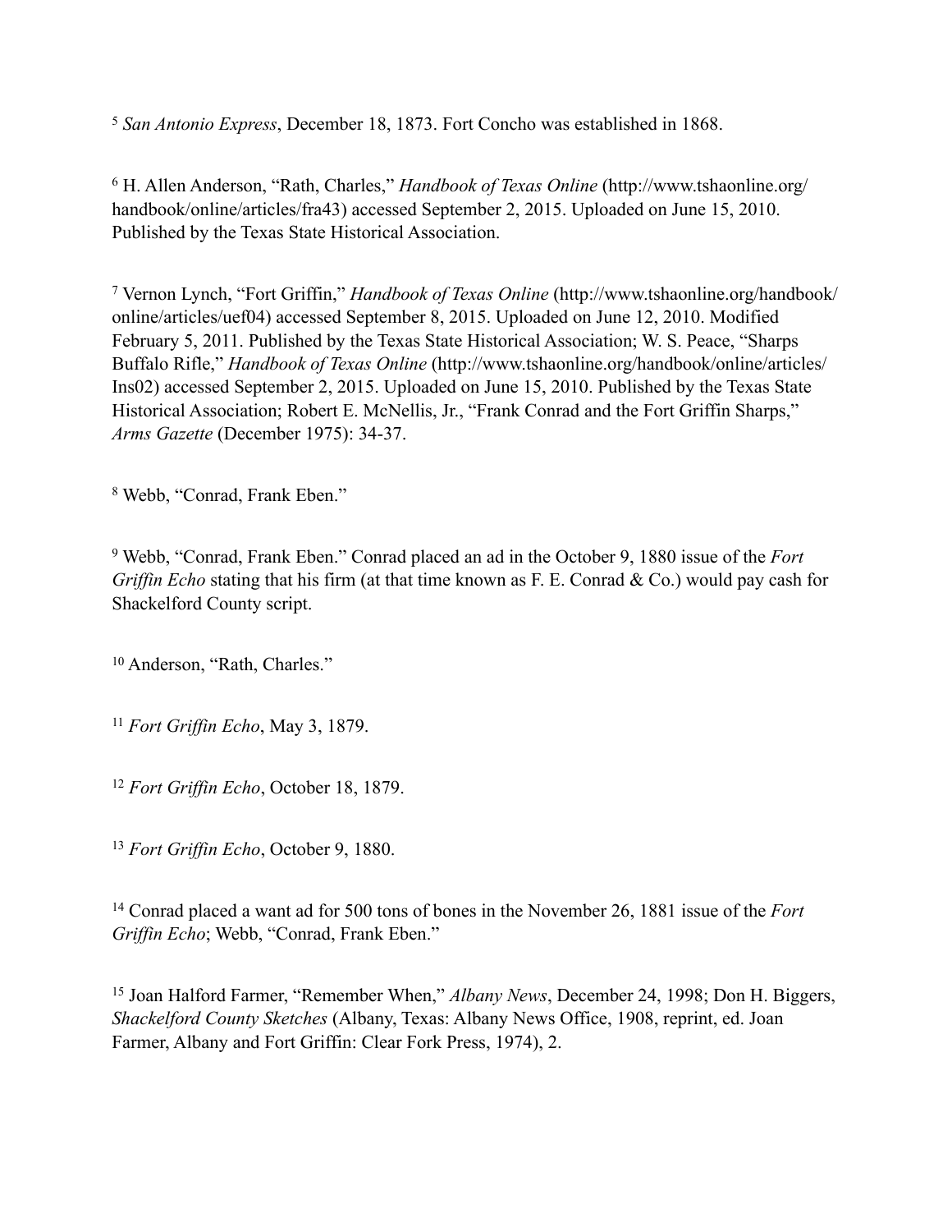[5] *San Antonio Express*, December 18, 1873. Fort Concho was established in 1868.

[6] H. Allen Anderson, "Rath, Charles," *Handbook of Texas Online* (http://www.tshaonline.org/handbook/online/articles/fra43) accessed September 2, 2015. Uploaded on June 15, 2010. Published by the Texas State Historical Association.

[7] Vernon Lynch, "Fort Griffin," *Handbook of Texas Online* (http://www.tshaonline.org/handbook/online/articles/uef04) accessed September 8, 2015. Uploaded on June 12, 2010. Modified February 5, 2011. Published by the Texas State Historical Association; W. S. Peace, "Sharps Buffalo Rifle," *Handbook of Texas Online* (http://www.tshaonline.org/handbook/online/articles/lns02) accessed September 2, 2015. Uploaded on June 15, 2010. Published by the Texas State Historical Association; Robert E. McNellis, Jr., "Frank Conrad and the Fort Griffin Sharps," *Arms Gazette* (December 1975): 34-37.

[8] Webb, "Conrad, Frank Eben."

[9] Webb, "Conrad, Frank Eben." Conrad placed an ad in the October 9, 1880 issue of the *Fort Griffin Echo* stating that his firm (at that time known as F. E. Conrad & Co.) would pay cash for Shackelford County script.

[10] Anderson, "Rath, Charles."

[11] *Fort Griffin Echo*, May 3, 1879.

[12] *Fort Griffin Echo*, October 18, 1879.

[13] *Fort Griffin Echo*, October 9, 1880.

[14] Conrad placed a want ad for 500 tons of bones in the November 26, 1881 issue of the *Fort Griffin Echo*; Webb, "Conrad, Frank Eben."

[15] Joan Halford Farmer, "Remember When," *Albany News*, December 24, 1998; Don H. Biggers, *Shackelford County Sketches* (Albany, Texas: Albany News Office, 1908, reprint, ed. Joan Farmer, Albany and Fort Griffin: Clear Fork Press, 1974), 2.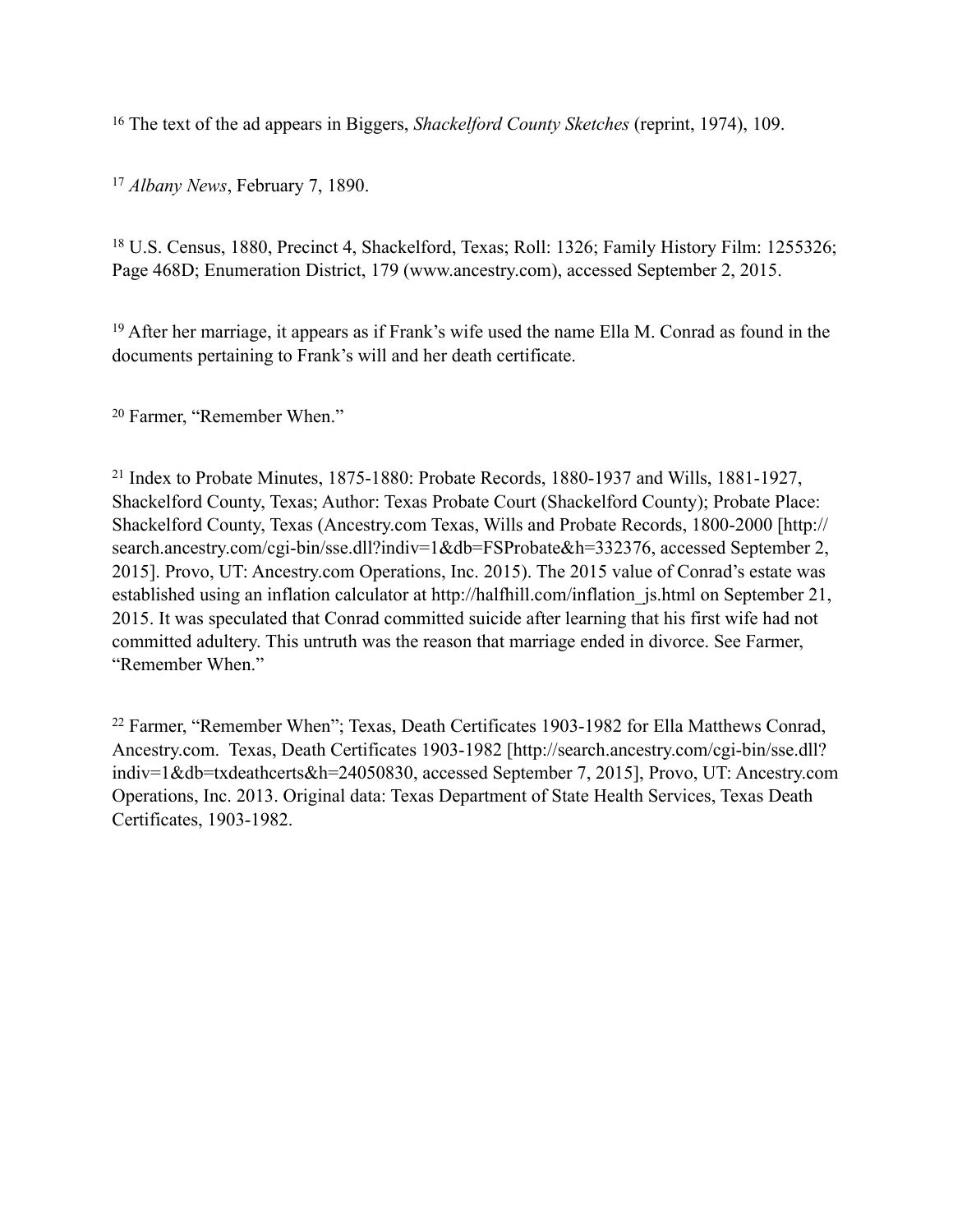[16] The text of the ad appears in Biggers, *Shackelford County Sketches* (reprint, 1974), 109.

[17] *Albany News*, February 7, 1890.

[18] U.S. Census, 1880, Precinct 4, Shackelford, Texas; Roll: 1326; Family History Film: 1255326; Page 468D; Enumeration District, 179 (www.ancestry.com), accessed September 2, 2015.

[19] After her marriage, it appears as if Frank's wife used the name Ella M. Conrad as found in the documents pertaining to Frank's will and her death certificate.

[20] Farmer, "Remember When."

[21] Index to Probate Minutes, 1875-1880: Probate Records, 1880-1937 and Wills, 1881-1927, Shackelford County, Texas; Author: Texas Probate Court (Shackelford County); Probate Place: Shackelford County, Texas (Ancestry.com Texas, Wills and Probate Records, 1800-2000 [http://search.ancestry.com/cgi-bin/sse.dll?indiv=1&db=FSProbate&h=332376, accessed September 2, 2015]. Provo, UT: Ancestry.com Operations, Inc. 2015). The 2015 value of Conrad's estate was established using an inflation calculator at http://halfhill.com/inflation_js.html on September 21, 2015. It was speculated that Conrad committed suicide after learning that his first wife had not committed adultery. This untruth was the reason that marriage ended in divorce. See Farmer, "Remember When."

[22] Farmer, "Remember When"; Texas, Death Certificates 1903-1982 for Ella Matthews Conrad, Ancestry.com. Texas, Death Certificates 1903-1982 [http://search.ancestry.com/cgi-bin/sse.dll?indiv=1&db=txdeathcerts&h=24050830, accessed September 7, 2015], Provo, UT: Ancestry.com Operations, Inc. 2013. Original data: Texas Department of State Health Services, Texas Death Certificates, 1903-1982.